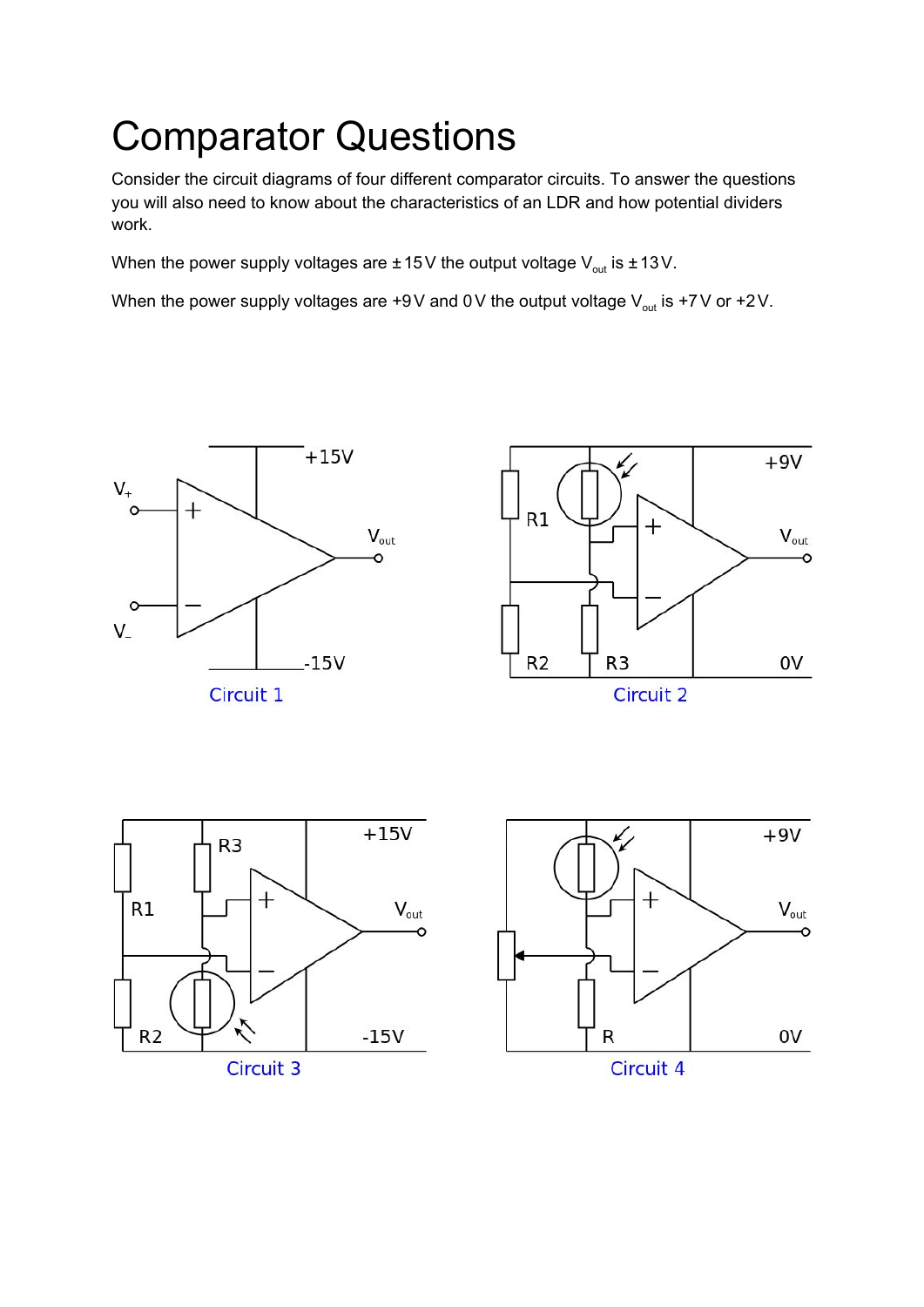# Comparator Questions

Consider the circuit diagrams of four different comparator circuits. To answer the questions you will also need to know about the characteristics of an LDR and how potential dividers work.

When the power supply voltages are ±15 V the output voltage $V_{out}$ is ±13 V.

When the power supply voltages are +9 V and 0 V the output voltage $V_{out}$ is +7 V or +2 V.

Circuit 1

Circuit 2

Circuit 3

Circuit 4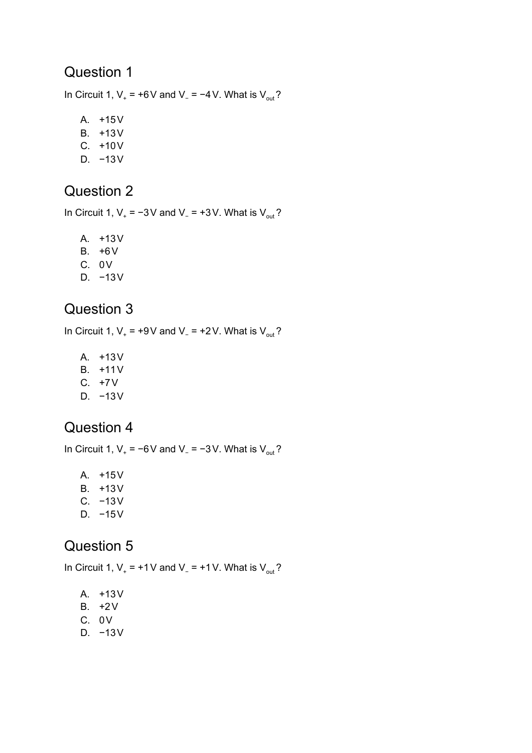## Question 1

In Circuit 1, $V_+$ = +6 V and $V_-$ = −4 V. What is $V_{out}$?

A. +15 V
B. +13 V
C. +10 V
D. −13 V

## Question 2

In Circuit 1, $V_+$ = −3 V and $V_-$ = +3 V. What is $V_{out}$?

A. +13 V
B. +6 V
C. 0 V
D. −13 V

## Question 3

In Circuit 1, $V_+$ = +9 V and $V_-$ = +2 V. What is $V_{out}$?

A. +13 V
B. +11 V
C. +7 V
D. −13 V

## Question 4

In Circuit 1, $V_+$ = −6 V and $V_-$ = −3 V. What is $V_{out}$?

A. +15 V
B. +13 V
C. −13 V
D. −15 V

## Question 5

In Circuit 1, $V_+$ = +1 V and $V_-$ = +1 V. What is $V_{out}$?

A. +13 V
B. +2 V
C. 0 V
D. −13 V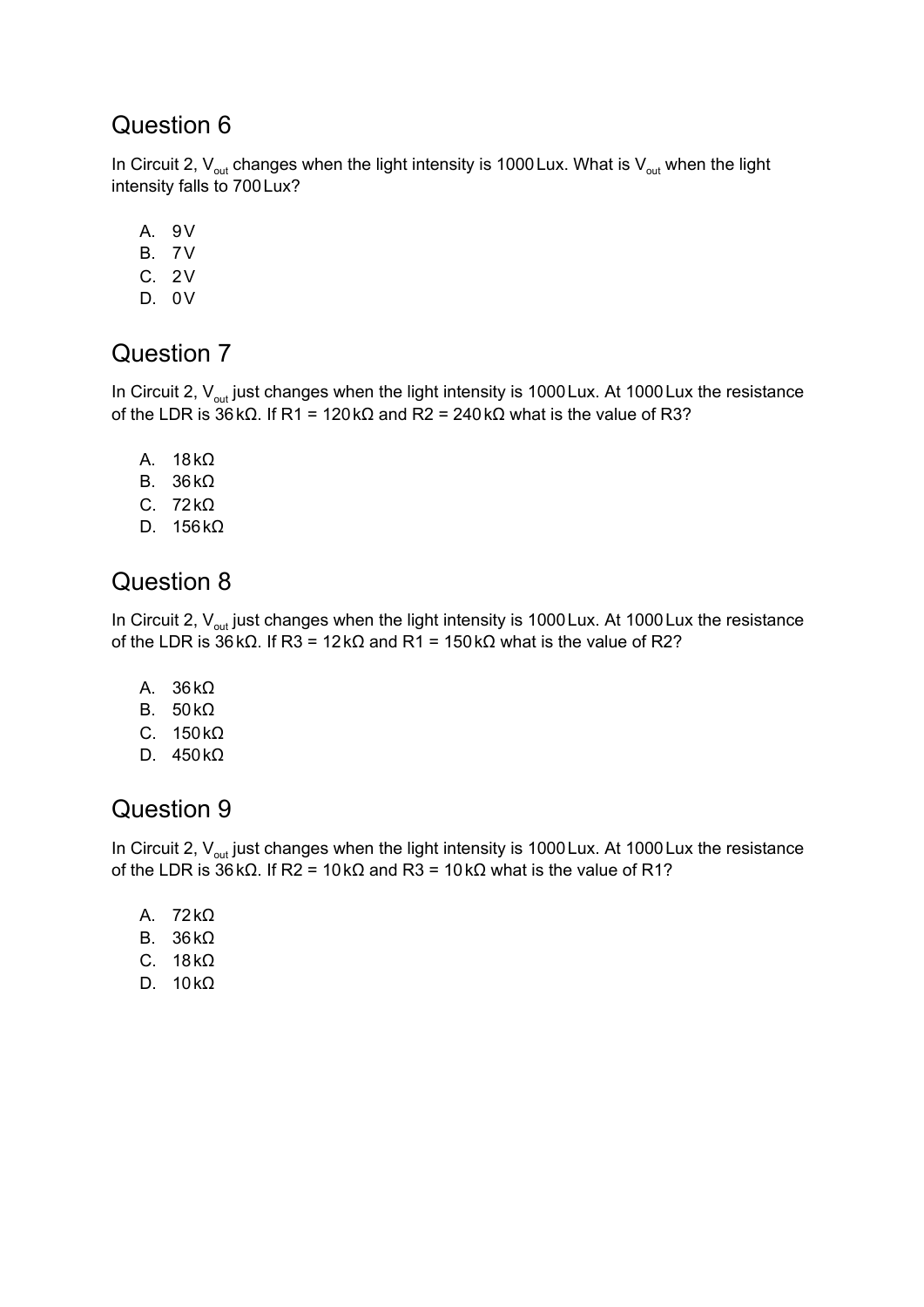## Question 6

In Circuit 2, $V_{out}$ changes when the light intensity is 1000 Lux. What is $V_{out}$ when the light intensity falls to 700 Lux?

A. 9 V
B. 7 V
C. 2 V
D. 0 V

## Question 7

In Circuit 2, $V_{out}$ just changes when the light intensity is 1000 Lux. At 1000 Lux the resistance of the LDR is 36 kΩ. If R1 = 120 kΩ and R2 = 240 kΩ what is the value of R3?

A. 18 kΩ
B. 36 kΩ
C. 72 kΩ
D. 156 kΩ

## Question 8

In Circuit 2, $V_{out}$ just changes when the light intensity is 1000 Lux. At 1000 Lux the resistance of the LDR is 36 kΩ. If R3 = 12 kΩ and R1 = 150 kΩ what is the value of R2?

A. 36 kΩ
B. 50 kΩ
C. 150 kΩ
D. 450 kΩ

## Question 9

In Circuit 2, $V_{out}$ just changes when the light intensity is 1000 Lux. At 1000 Lux the resistance of the LDR is 36 kΩ. If R2 = 10 kΩ and R3 = 10 kΩ what is the value of R1?

A. 72 kΩ
B. 36 kΩ
C. 18 kΩ
D. 10 kΩ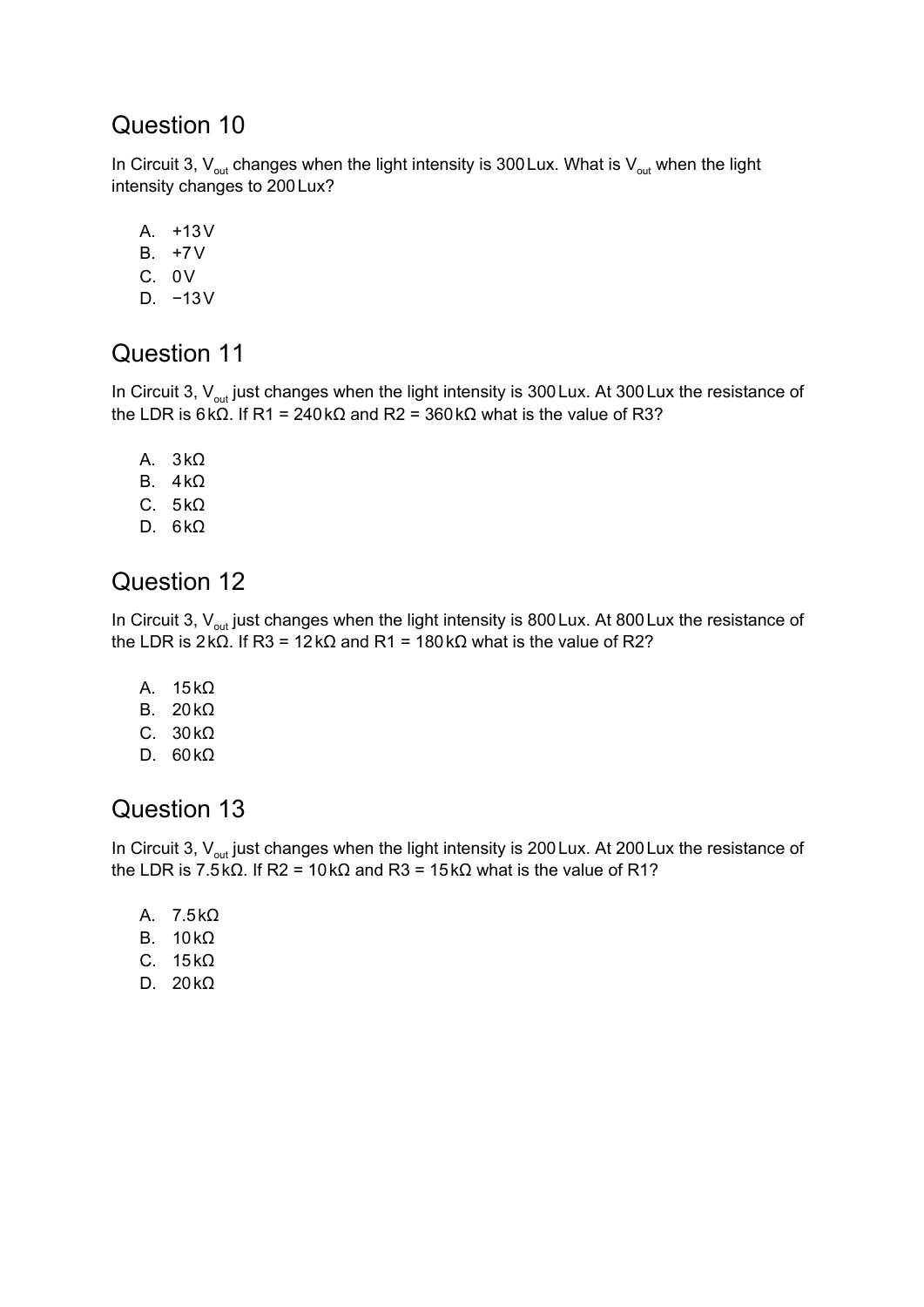## Question 10

In Circuit 3, $V_{out}$ changes when the light intensity is 300 Lux. What is $V_{out}$ when the light intensity changes to 200 Lux?

A. +13 V
B. +7 V
C. 0 V
D. −13 V

## Question 11

In Circuit 3, $V_{out}$ just changes when the light intensity is 300 Lux. At 300 Lux the resistance of the LDR is 6 kΩ. If R1 = 240 kΩ and R2 = 360 kΩ what is the value of R3?

A. 3 kΩ
B. 4 kΩ
C. 5 kΩ
D. 6 kΩ

## Question 12

In Circuit 3, $V_{out}$ just changes when the light intensity is 800 Lux. At 800 Lux the resistance of the LDR is 2 kΩ. If R3 = 12 kΩ and R1 = 180 kΩ what is the value of R2?

A. 15 kΩ
B. 20 kΩ
C. 30 kΩ
D. 60 kΩ

## Question 13

In Circuit 3, $V_{out}$ just changes when the light intensity is 200 Lux. At 200 Lux the resistance of the LDR is 7.5 kΩ. If R2 = 10 kΩ and R3 = 15 kΩ what is the value of R1?

A. 7.5 kΩ
B. 10 kΩ
C. 15 kΩ
D. 20 kΩ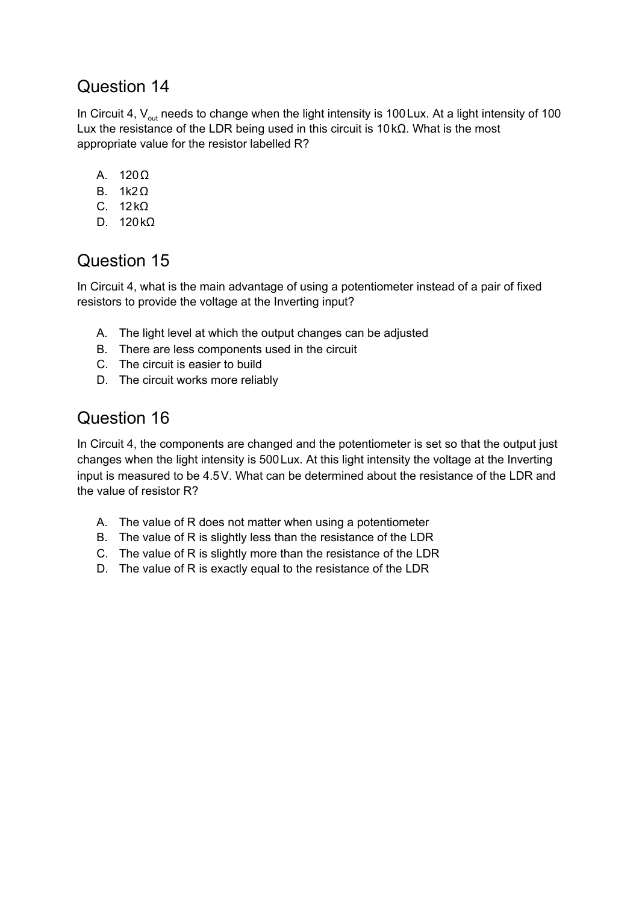## Question 14

In Circuit 4, $V_{out}$ needs to change when the light intensity is 100 Lux. At a light intensity of 100 Lux the resistance of the LDR being used in this circuit is 10 kΩ. What is the most appropriate value for the resistor labelled R?

A. 120 Ω
B. 1k2 Ω
C. 12 kΩ
D. 120 kΩ

## Question 15

In Circuit 4, what is the main advantage of using a potentiometer instead of a pair of fixed resistors to provide the voltage at the Inverting input?

A. The light level at which the output changes can be adjusted
B. There are less components used in the circuit
C. The circuit is easier to build
D. The circuit works more reliably

## Question 16

In Circuit 4, the components are changed and the potentiometer is set so that the output just changes when the light intensity is 500 Lux. At this light intensity the voltage at the Inverting input is measured to be 4.5 V. What can be determined about the resistance of the LDR and the value of resistor R?

A. The value of R does not matter when using a potentiometer
B. The value of R is slightly less than the resistance of the LDR
C. The value of R is slightly more than the resistance of the LDR
D. The value of R is exactly equal to the resistance of the LDR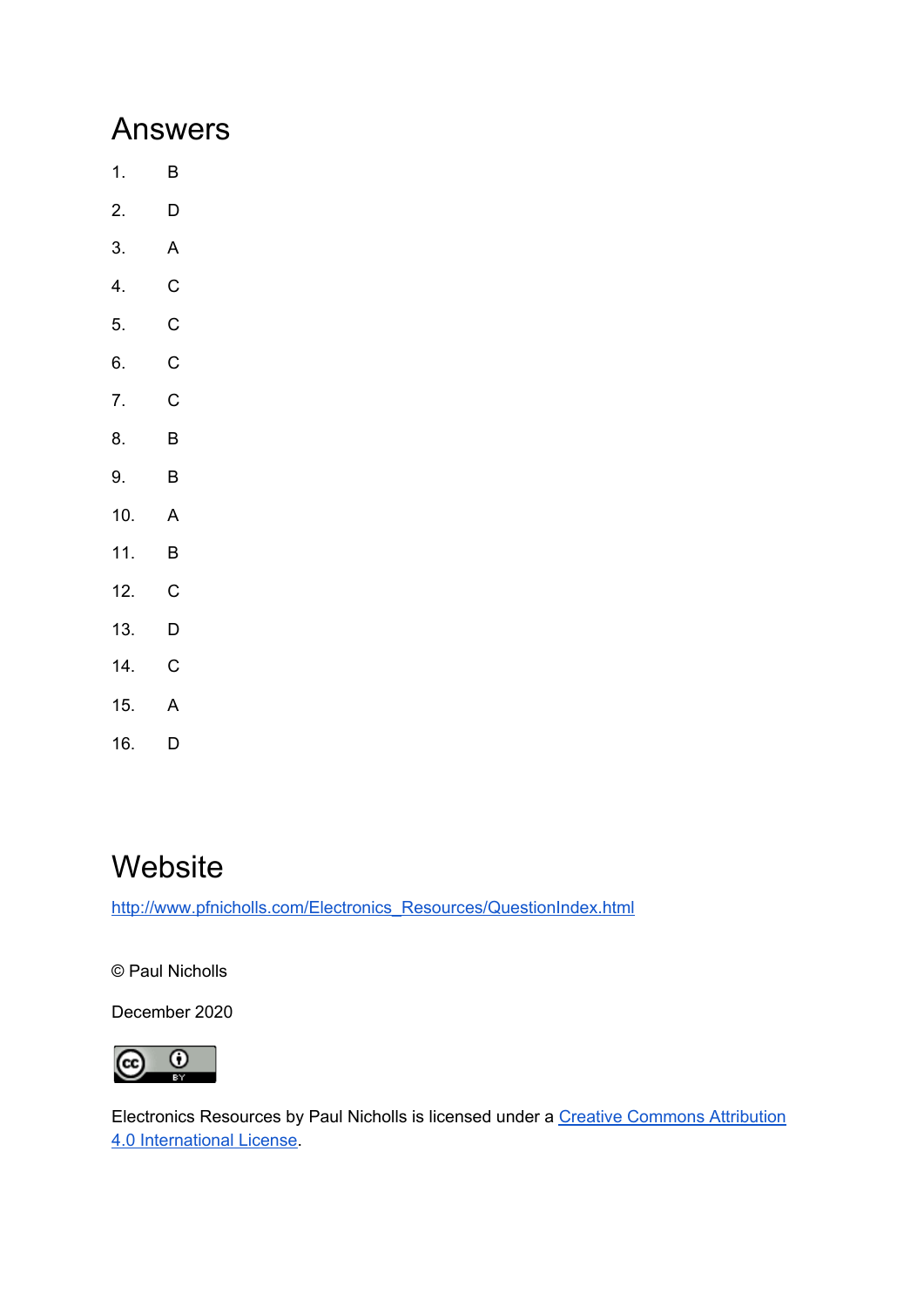# Answers

1. B
2. D
3. A
4. C
5. C
6. C
7. C
8. B
9. B
10. A
11. B
12. C
13. D
14. C
15. A
16. D

# Website

http://www.pfnicholls.com/Electronics_Resources/QuestionIndex.html

© Paul Nicholls

December 2020

Electronics Resources by Paul Nicholls is licensed under a Creative Commons Attribution 4.0 International License.